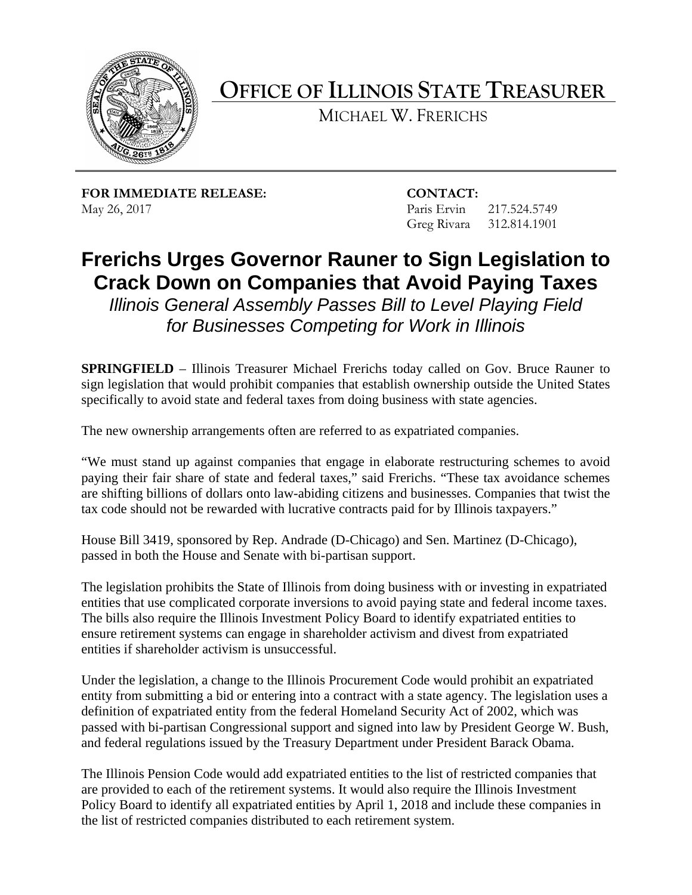# OFFICE OF ILLINOIS STATE TREASURER

MICHAEL W. FRERICHS

**FOR IMMEDIATE RELEASE:**
May 26, 2017

**CONTACT:**
Paris Ervin 217.524.5749
Greg Rivara 312.814.1901

## Frerichs Urges Governor Rauner to Sign Legislation to Crack Down on Companies that Avoid Paying Taxes

*Illinois General Assembly Passes Bill to Level Playing Field for Businesses Competing for Work in Illinois*

**SPRINGFIELD** – Illinois Treasurer Michael Frerichs today called on Gov. Bruce Rauner to sign legislation that would prohibit companies that establish ownership outside the United States specifically to avoid state and federal taxes from doing business with state agencies.

The new ownership arrangements often are referred to as expatriated companies.

"We must stand up against companies that engage in elaborate restructuring schemes to avoid paying their fair share of state and federal taxes," said Frerichs. "These tax avoidance schemes are shifting billions of dollars onto law-abiding citizens and businesses. Companies that twist the tax code should not be rewarded with lucrative contracts paid for by Illinois taxpayers."

House Bill 3419, sponsored by Rep. Andrade (D-Chicago) and Sen. Martinez (D-Chicago), passed in both the House and Senate with bi-partisan support.

The legislation prohibits the State of Illinois from doing business with or investing in expatriated entities that use complicated corporate inversions to avoid paying state and federal income taxes. The bills also require the Illinois Investment Policy Board to identify expatriated entities to ensure retirement systems can engage in shareholder activism and divest from expatriated entities if shareholder activism is unsuccessful.

Under the legislation, a change to the Illinois Procurement Code would prohibit an expatriated entity from submitting a bid or entering into a contract with a state agency. The legislation uses a definition of expatriated entity from the federal Homeland Security Act of 2002, which was passed with bi-partisan Congressional support and signed into law by President George W. Bush, and federal regulations issued by the Treasury Department under President Barack Obama.

The Illinois Pension Code would add expatriated entities to the list of restricted companies that are provided to each of the retirement systems. It would also require the Illinois Investment Policy Board to identify all expatriated entities by April 1, 2018 and include these companies in the list of restricted companies distributed to each retirement system.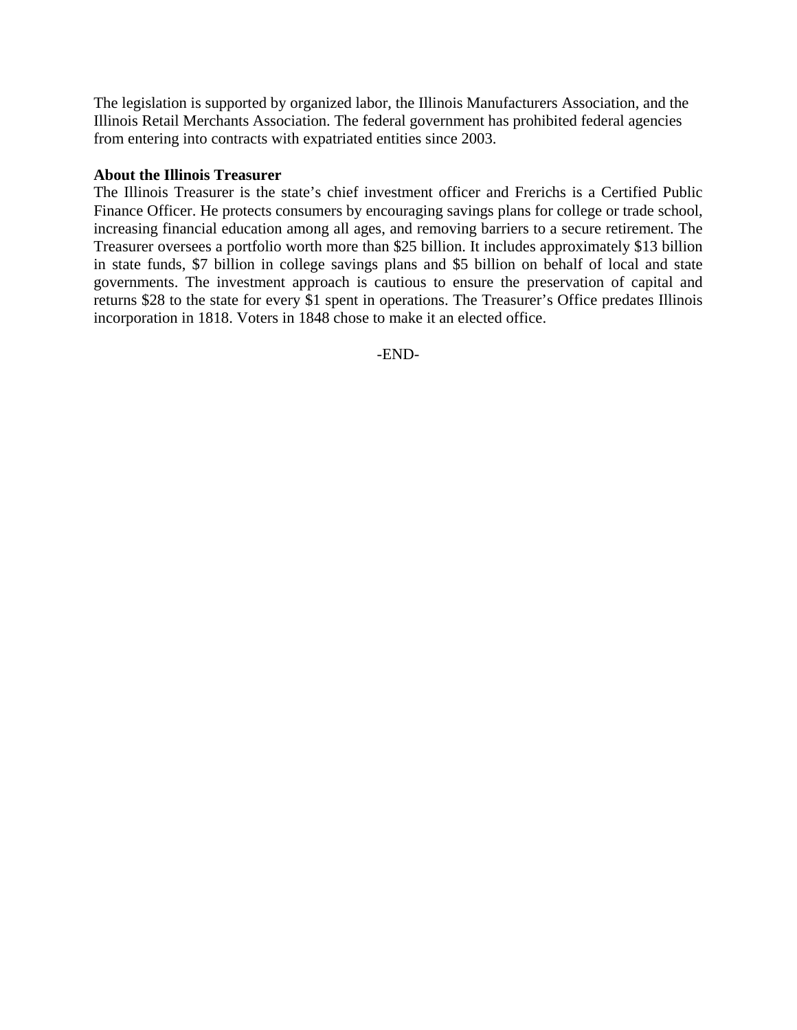The legislation is supported by organized labor, the Illinois Manufacturers Association, and the Illinois Retail Merchants Association. The federal government has prohibited federal agencies from entering into contracts with expatriated entities since 2003.

**About the Illinois Treasurer**

The Illinois Treasurer is the state's chief investment officer and Frerichs is a Certified Public Finance Officer. He protects consumers by encouraging savings plans for college or trade school, increasing financial education among all ages, and removing barriers to a secure retirement. The Treasurer oversees a portfolio worth more than $25 billion. It includes approximately $13 billion in state funds, $7 billion in college savings plans and $5 billion on behalf of local and state governments. The investment approach is cautious to ensure the preservation of capital and returns $28 to the state for every $1 spent in operations. The Treasurer's Office predates Illinois incorporation in 1818. Voters in 1848 chose to make it an elected office.

-END-